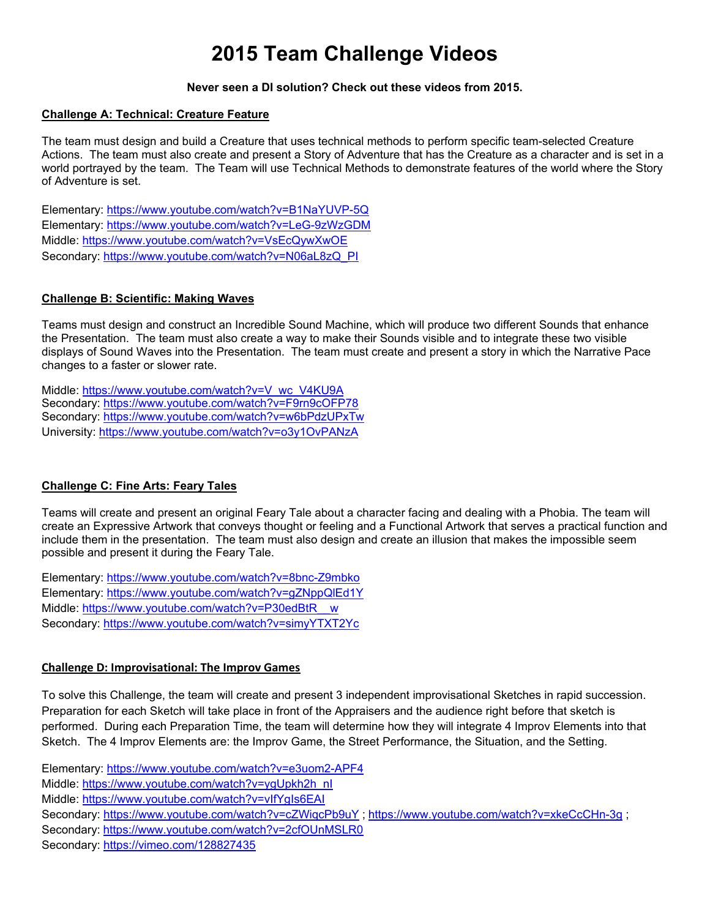# 2015 Team Challenge Videos

**Never seen a DI solution? Check out these videos from 2015.**

## Challenge A: Technical: Creature Feature

The team must design and build a Creature that uses technical methods to perform specific team-selected Creature Actions. The team must also create and present a Story of Adventure that has the Creature as a character and is set in a world portrayed by the team. The Team will use Technical Methods to demonstrate features of the world where the Story of Adventure is set.

Elementary: https://www.youtube.com/watch?v=B1NaYUVP-5Q
Elementary: https://www.youtube.com/watch?v=LeG-9zWzGDM
Middle: https://www.youtube.com/watch?v=VsEcQywXwOE
Secondary: https://www.youtube.com/watch?v=N06aL8zQ_PI

## Challenge B: Scientific: Making Waves

Teams must design and construct an Incredible Sound Machine, which will produce two different Sounds that enhance the Presentation. The team must also create a way to make their Sounds visible and to integrate these two visible displays of Sound Waves into the Presentation. The team must create and present a story in which the Narrative Pace changes to a faster or slower rate.

Middle: https://www.youtube.com/watch?v=V_wc_V4KU9A
Secondary: https://www.youtube.com/watch?v=F9rn9cOFP78
Secondary: https://www.youtube.com/watch?v=w6bPdzUPxTw
University: https://www.youtube.com/watch?v=o3y1OvPANzA

## Challenge C: Fine Arts: Feary Tales

Teams will create and present an original Feary Tale about a character facing and dealing with a Phobia. The team will create an Expressive Artwork that conveys thought or feeling and a Functional Artwork that serves a practical function and include them in the presentation. The team must also design and create an illusion that makes the impossible seem possible and present it during the Feary Tale.

Elementary: https://www.youtube.com/watch?v=8bnc-Z9mbko
Elementary: https://www.youtube.com/watch?v=gZNppQlEd1Y
Middle: https://www.youtube.com/watch?v=P30edBtR__w
Secondary: https://www.youtube.com/watch?v=simyYTXT2Yc

## Challenge D: Improvisational: The Improv Games

To solve this Challenge, the team will create and present 3 independent improvisational Sketches in rapid succession. Preparation for each Sketch will take place in front of the Appraisers and the audience right before that sketch is performed. During each Preparation Time, the team will determine how they will integrate 4 Improv Elements into that Sketch. The 4 Improv Elements are: the Improv Game, the Street Performance, the Situation, and the Setting.

Elementary: https://www.youtube.com/watch?v=e3uom2-APF4
Middle: https://www.youtube.com/watch?v=ygUpkh2h_nI
Middle: https://www.youtube.com/watch?v=vIfYgIs6EAI
Secondary: https://www.youtube.com/watch?v=cZWiqcPb9uY ; https://www.youtube.com/watch?v=xkeCcCHn-3g ;
Secondary: https://www.youtube.com/watch?v=2cfOUnMSLR0
Secondary: https://vimeo.com/128827435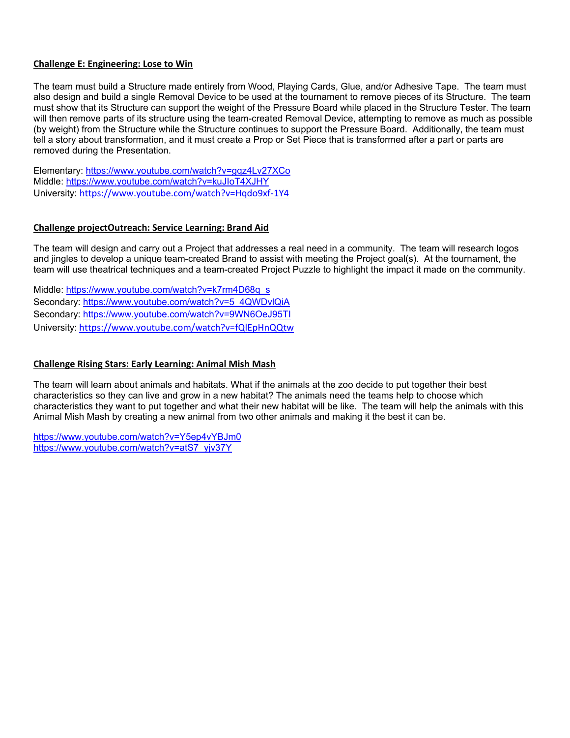**Challenge E: Engineering: Lose to Win**

The team must build a Structure made entirely from Wood, Playing Cards, Glue, and/or Adhesive Tape. The team must also design and build a single Removal Device to be used at the tournament to remove pieces of its Structure. The team must show that its Structure can support the weight of the Pressure Board while placed in the Structure Tester. The team will then remove parts of its structure using the team-created Removal Device, attempting to remove as much as possible (by weight) from the Structure while the Structure continues to support the Pressure Board. Additionally, the team must tell a story about transformation, and it must create a Prop or Set Piece that is transformed after a part or parts are removed during the Presentation.

Elementary: https://www.youtube.com/watch?v=gqz4Lv27XCo
Middle: https://www.youtube.com/watch?v=kuJIoT4XJHY
University: https://www.youtube.com/watch?v=Hqdo9xf-1Y4

**Challenge projectOutreach: Service Learning: Brand Aid**

The team will design and carry out a Project that addresses a real need in a community. The team will research logos and jingles to develop a unique team-created Brand to assist with meeting the Project goal(s). At the tournament, the team will use theatrical techniques and a team-created Project Puzzle to highlight the impact it made on the community.

Middle: https://www.youtube.com/watch?v=k7rm4D68q_s
Secondary: https://www.youtube.com/watch?v=5_4QWDvlQiA
Secondary: https://www.youtube.com/watch?v=9WN6OeJ95TI
University: https://www.youtube.com/watch?v=fQlEpHnQQtw

**Challenge Rising Stars: Early Learning: Animal Mish Mash**

The team will learn about animals and habitats. What if the animals at the zoo decide to put together their best characteristics so they can live and grow in a new habitat? The animals need the teams help to choose which characteristics they want to put together and what their new habitat will be like. The team will help the animals with this Animal Mish Mash by creating a new animal from two other animals and making it the best it can be.

https://www.youtube.com/watch?v=Y5ep4vYBJm0
https://www.youtube.com/watch?v=atS7_yjv37Y